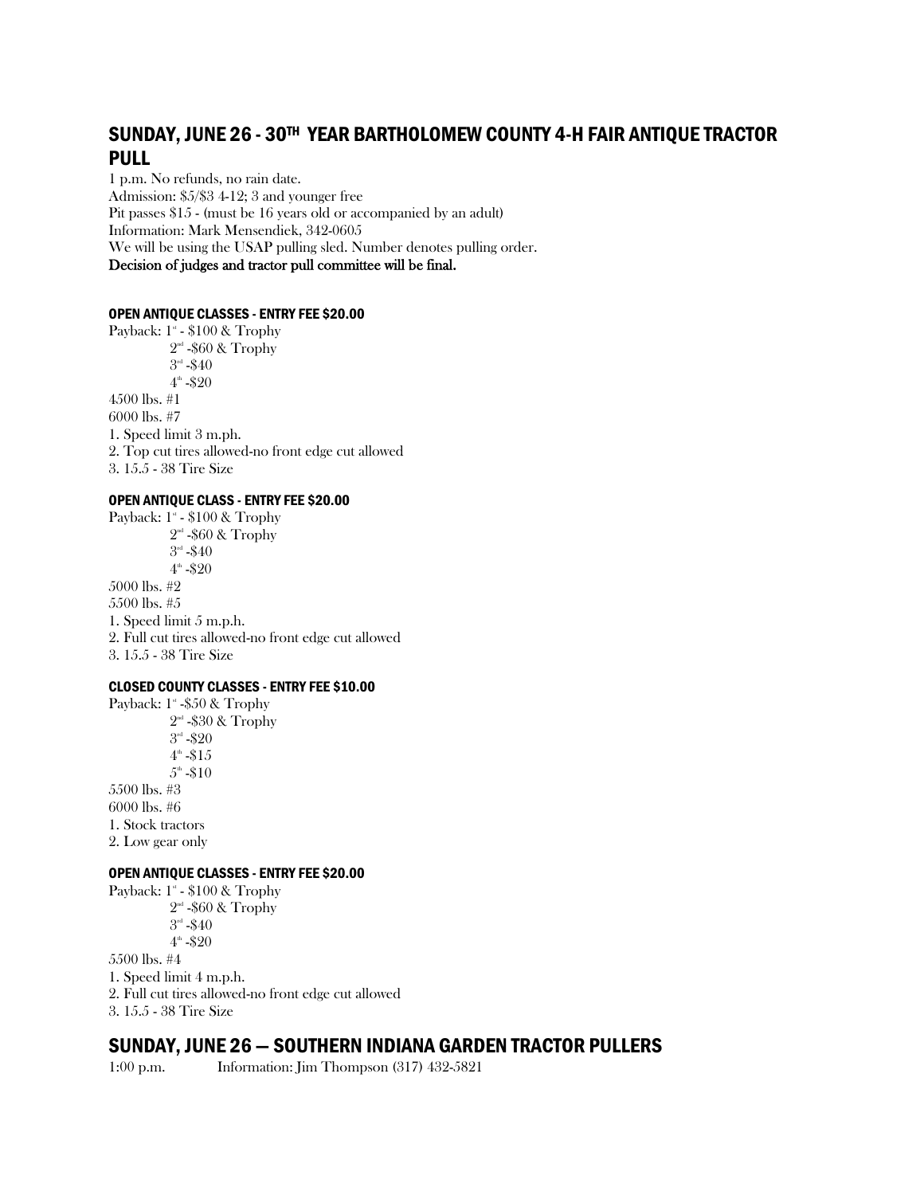## SUNDAY, JUNE 26 - 30TH YEAR BARTHOLOMEW COUNTY 4-H FAIR ANTIQUE TRACTOR PULL

1 p.m. No refunds, no rain date.
Admission: $5/$3 4-12; 3 and younger free
Pit passes $15 - (must be 16 years old or accompanied by an adult)
Information: Mark Mensendiek, 342-0605
We will be using the USAP pulling sled. Number denotes pulling order.
**Decision of judges and tractor pull committee will be final.**

#### OPEN ANTIQUE CLASSES - ENTRY FEE $20.00

Payback: 1st - $100 & Trophy
2nd -$60 & Trophy
3rd -$40
4th -$20

4500 lbs. #1
6000 lbs. #7

1. Speed limit 3 m.ph.
2. Top cut tires allowed-no front edge cut allowed
3. 15.5 - 38 Tire Size

#### OPEN ANTIQUE CLASS - ENTRY FEE $20.00

Payback: 1st - $100 & Trophy
2nd -$60 & Trophy
3rd -$40
4th -$20

5000 lbs. #2
5500 lbs. #5

1. Speed limit 5 m.p.h.
2. Full cut tires allowed-no front edge cut allowed
3. 15.5 - 38 Tire Size

#### CLOSED COUNTY CLASSES - ENTRY FEE $10.00

Payback: 1st -$50 & Trophy
2nd -$30 & Trophy
3rd -$20
4th -$15
5th -$10

5500 lbs. #3
6000 lbs. #6

1. Stock tractors
2. Low gear only

#### OPEN ANTIQUE CLASSES - ENTRY FEE $20.00

Payback: 1st - $100 & Trophy
2nd -$60 & Trophy
3rd -$40
4th -$20

5500 lbs. #4

1. Speed limit 4 m.p.h.
2. Full cut tires allowed-no front edge cut allowed
3. 15.5 - 38 Tire Size

## SUNDAY, JUNE 26 — SOUTHERN INDIANA GARDEN TRACTOR PULLERS

1:00 p.m. Information: Jim Thompson (317) 432-5821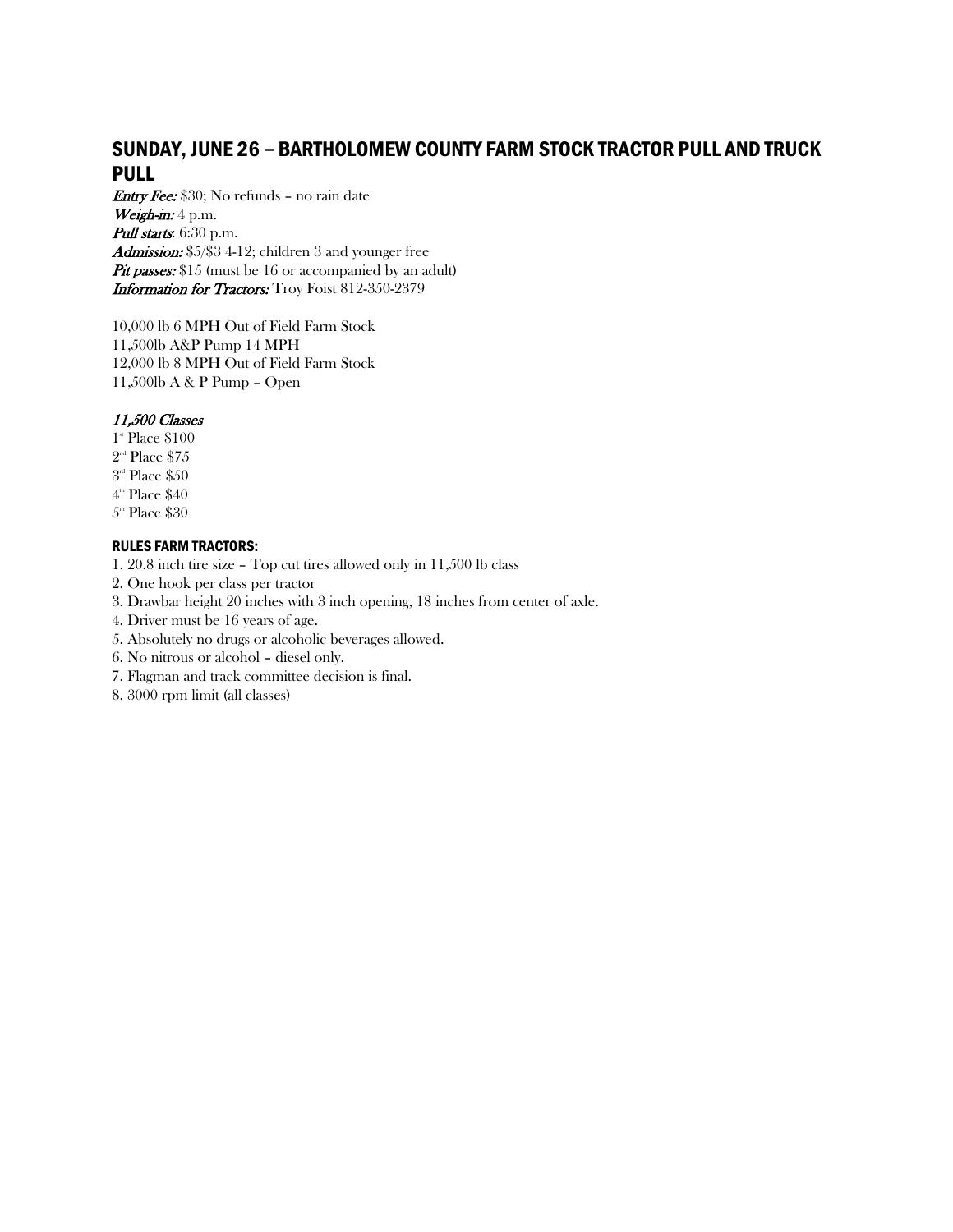## SUNDAY, JUNE 26 – BARTHOLOMEW COUNTY FARM STOCK TRACTOR PULL AND TRUCK PULL

***Entry Fee:*** $30; No refunds – no rain date
***Weigh-in:*** 4 p.m.
***Pull starts***: 6:30 p.m.
***Admission:*** $5/$3 4-12; children 3 and younger free
***Pit passes:*** $15 (must be 16 or accompanied by an adult)
***Information for Tractors:*** Troy Foist 812-350-2379

10,000 lb 6 MPH Out of Field Farm Stock
11,500lb A&P Pump 14 MPH
12,000 lb 8 MPH Out of Field Farm Stock
11,500lb A & P Pump – Open

*11,500 Classes*
1st Place $100
2nd Place $75
3rd Place $50
4th Place $40
5th Place $30

#### RULES FARM TRACTORS:

1. 20.8 inch tire size – Top cut tires allowed only in 11,500 lb class
2. One hook per class per tractor
3. Drawbar height 20 inches with 3 inch opening, 18 inches from center of axle.
4. Driver must be 16 years of age.
5. Absolutely no drugs or alcoholic beverages allowed.
6. No nitrous or alcohol – diesel only.
7. Flagman and track committee decision is final.
8. 3000 rpm limit (all classes)